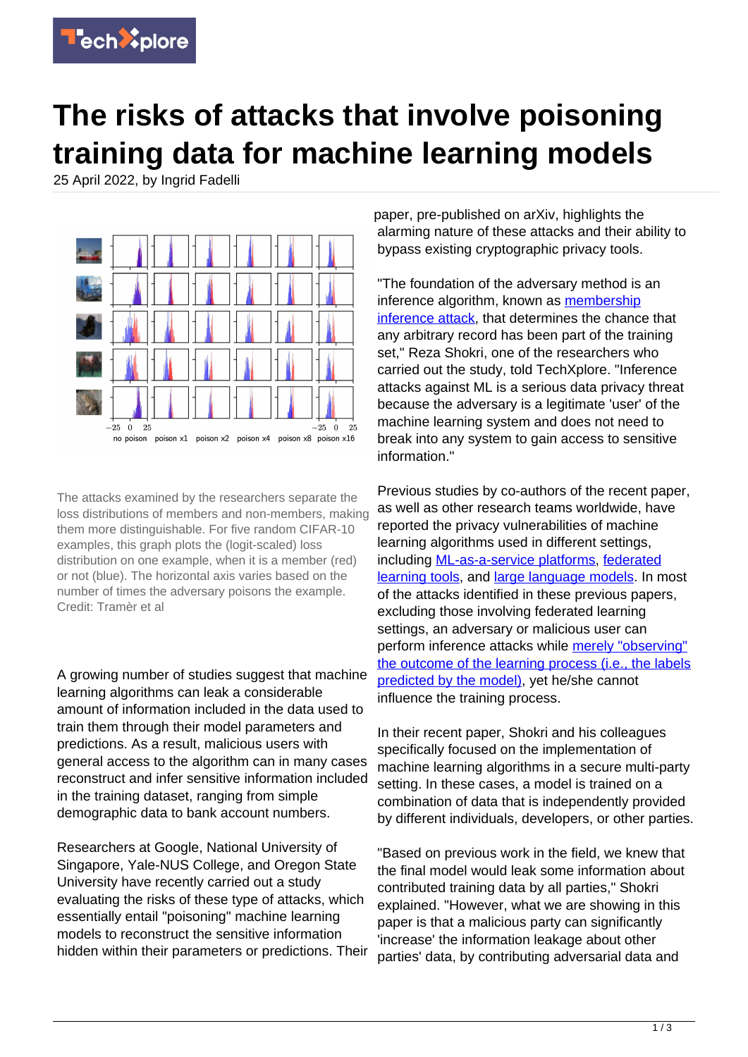# The risks of attacks that involve poisoning training data for machine learning models

25 April 2022, by Ingrid Fadelli

−25 0 25
−25 0 25
no poison poison x1 poison x2 poison x4 poison x8 poison x16

The attacks examined by the researchers separate the loss distributions of members and non-members, making them more distinguishable. For five random CIFAR-10 examples, this graph plots the (logit-scaled) loss distribution on one example, when it is a member (red) or not (blue). The horizontal axis varies based on the number of times the adversary poisons the example. Credit: Tramèr et al

A growing number of studies suggest that machine learning algorithms can leak a considerable amount of information included in the data used to train them through their model parameters and predictions. As a result, malicious users with general access to the algorithm can in many cases reconstruct and infer sensitive information included in the training dataset, ranging from simple demographic data to bank account numbers.

Researchers at Google, National University of Singapore, Yale-NUS College, and Oregon State University have recently carried out a study evaluating the risks of these type of attacks, which essentially entail "poisoning" machine learning models to reconstruct the sensitive information hidden within their parameters or predictions. Their paper, pre-published on arXiv, highlights the alarming nature of these attacks and their ability to bypass existing cryptographic privacy tools.

"The foundation of the adversary method is an inference algorithm, known as membership inference attack, that determines the chance that any arbitrary record has been part of the training set," Reza Shokri, one of the researchers who carried out the study, told TechXplore. "Inference attacks against ML is a serious data privacy threat because the adversary is a legitimate 'user' of the machine learning system and does not need to break into any system to gain access to sensitive information."

Previous studies by co-authors of the recent paper, as well as other research teams worldwide, have reported the privacy vulnerabilities of machine learning algorithms used in different settings, including ML-as-a-service platforms, federated learning tools, and large language models. In most of the attacks identified in these previous papers, excluding those involving federated learning settings, an adversary or malicious user can perform inference attacks while merely "observing" the outcome of the learning process (i.e., the labels predicted by the model), yet he/she cannot influence the training process.

In their recent paper, Shokri and his colleagues specifically focused on the implementation of machine learning algorithms in a secure multi-party setting. In these cases, a model is trained on a combination of data that is independently provided by different individuals, developers, or other parties.

"Based on previous work in the field, we knew that the final model would leak some information about contributed training data by all parties," Shokri explained. "However, what we are showing in this paper is that a malicious party can significantly 'increase' the information leakage about other parties' data, by contributing adversarial data and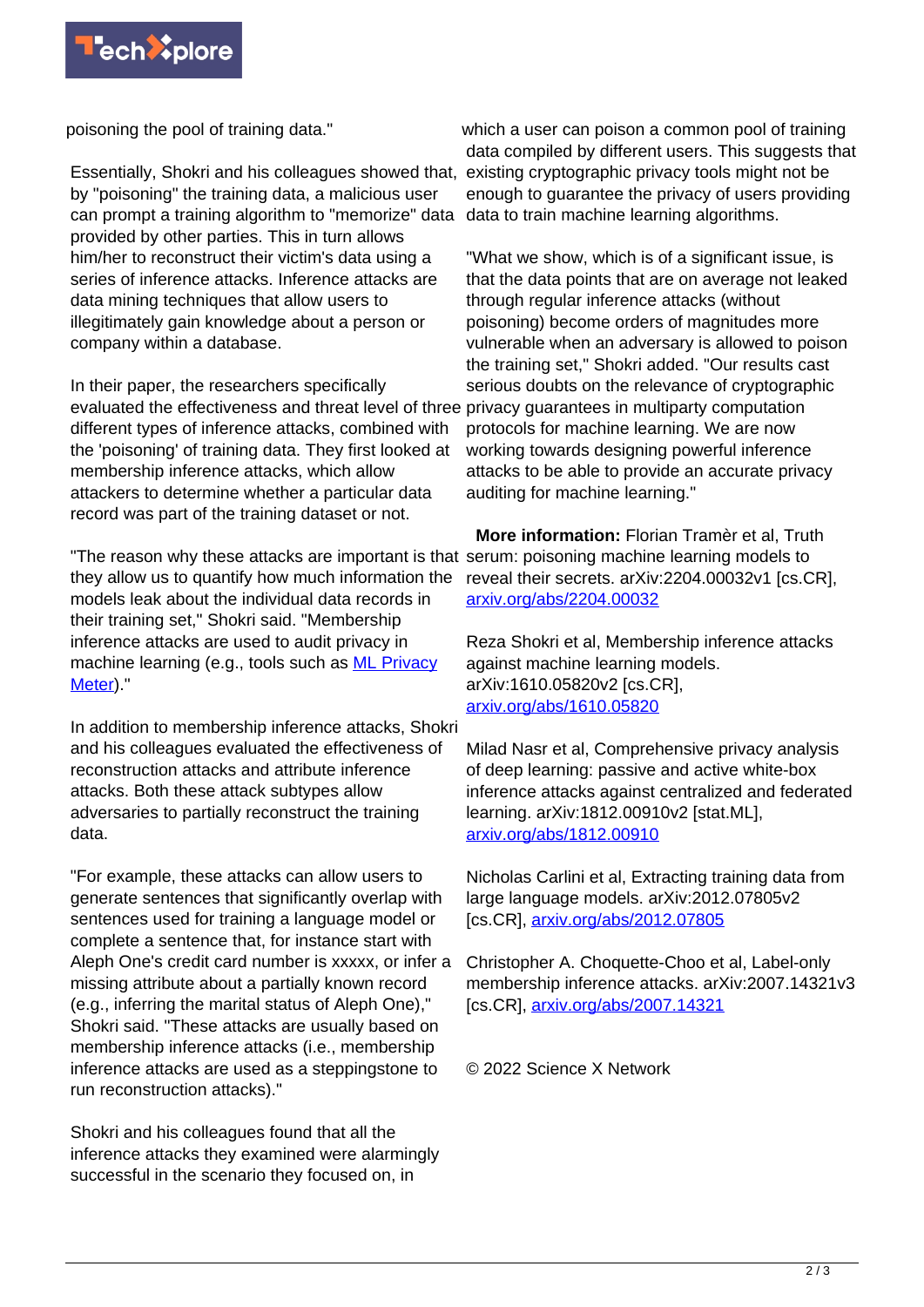poisoning the pool of training data."

Essentially, Shokri and his colleagues showed that, by "poisoning" the training data, a malicious user can prompt a training algorithm to "memorize" data provided by other parties. This in turn allows him/her to reconstruct their victim's data using a series of inference attacks. Inference attacks are data mining techniques that allow users to illegitimately gain knowledge about a person or company within a database.

In their paper, the researchers specifically evaluated the effectiveness and threat level of three different types of inference attacks, combined with the 'poisoning' of training data. They first looked at membership inference attacks, which allow attackers to determine whether a particular data record was part of the training dataset or not.

"The reason why these attacks are important is that they allow us to quantify how much information the models leak about the individual data records in their training set," Shokri said. "Membership inference attacks are used to audit privacy in machine learning (e.g., tools such as [ML Privacy Meter](ML Privacy Meter))."

In addition to membership inference attacks, Shokri and his colleagues evaluated the effectiveness of reconstruction attacks and attribute inference attacks. Both these attack subtypes allow adversaries to partially reconstruct the training data.

"For example, these attacks can allow users to generate sentences that significantly overlap with sentences used for training a language model or complete a sentence that, for instance start with Aleph One's credit card number is xxxxx, or infer a missing attribute about a partially known record (e.g., inferring the marital status of Aleph One)," Shokri said. "These attacks are usually based on membership inference attacks (i.e., membership inference attacks are used as a steppingstone to run reconstruction attacks)."

Shokri and his colleagues found that all the inference attacks they examined were alarmingly successful in the scenario they focused on, in which a user can poison a common pool of training data compiled by different users. This suggests that existing cryptographic privacy tools might not be enough to guarantee the privacy of users providing data to train machine learning algorithms.

"What we show, which is of a significant issue, is that the data points that are on average not leaked through regular inference attacks (without poisoning) become orders of magnitudes more vulnerable when an adversary is allowed to poison the training set," Shokri added. "Our results cast serious doubts on the relevance of cryptographic privacy guarantees in multiparty computation protocols for machine learning. We are now working towards designing powerful inference attacks to be able to provide an accurate privacy auditing for machine learning."

**More information:** Florian Tramèr et al, Truth serum: poisoning machine learning models to reveal their secrets. arXiv:2204.00032v1 [cs.CR], [arxiv.org/abs/2204.00032](arxiv.org/abs/2204.00032)

Reza Shokri et al, Membership inference attacks against machine learning models. arXiv:1610.05820v2 [cs.CR], [arxiv.org/abs/1610.05820](arxiv.org/abs/1610.05820)

Milad Nasr et al, Comprehensive privacy analysis of deep learning: passive and active white-box inference attacks against centralized and federated learning. arXiv:1812.00910v2 [stat.ML], [arxiv.org/abs/1812.00910](arxiv.org/abs/1812.00910)

Nicholas Carlini et al, Extracting training data from large language models. arXiv:2012.07805v2 [cs.CR], [arxiv.org/abs/2012.07805](arxiv.org/abs/2012.07805)

Christopher A. Choquette-Choo et al, Label-only membership inference attacks. arXiv:2007.14321v3 [cs.CR], [arxiv.org/abs/2007.14321](arxiv.org/abs/2007.14321)

© 2022 Science X Network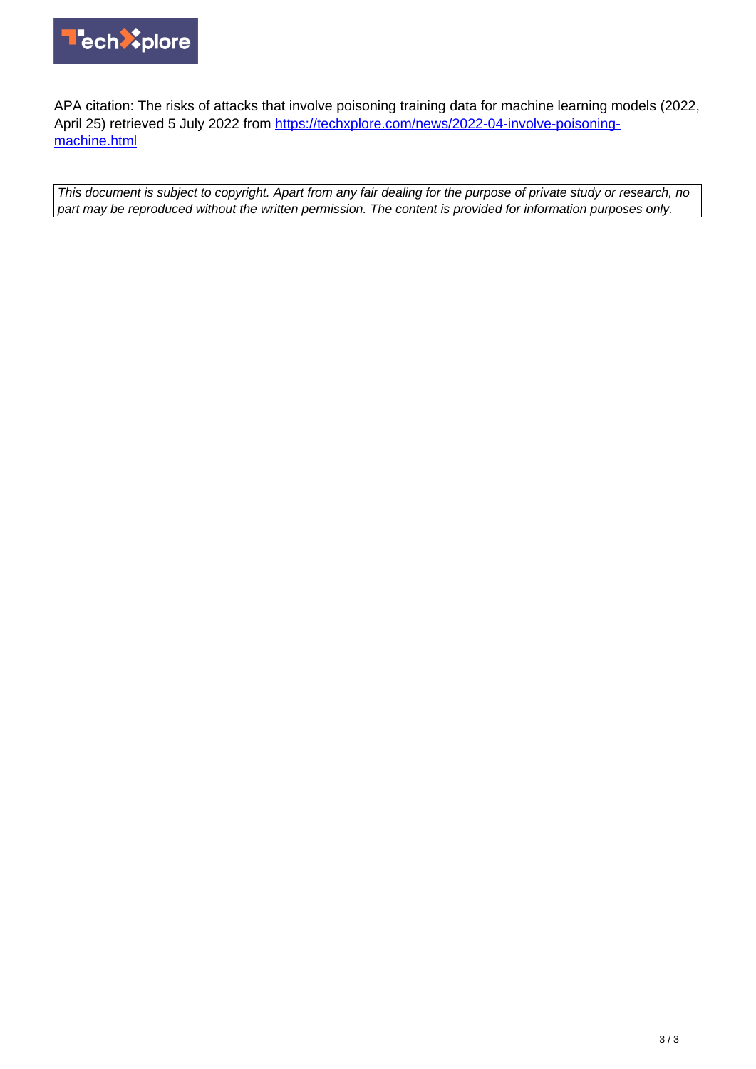APA citation: The risks of attacks that involve poisoning training data for machine learning models (2022, April 25) retrieved 5 July 2022 from https://techxplore.com/news/2022-04-involve-poisoning-machine.html

*This document is subject to copyright. Apart from any fair dealing for the purpose of private study or research, no part may be reproduced without the written permission. The content is provided for information purposes only.*